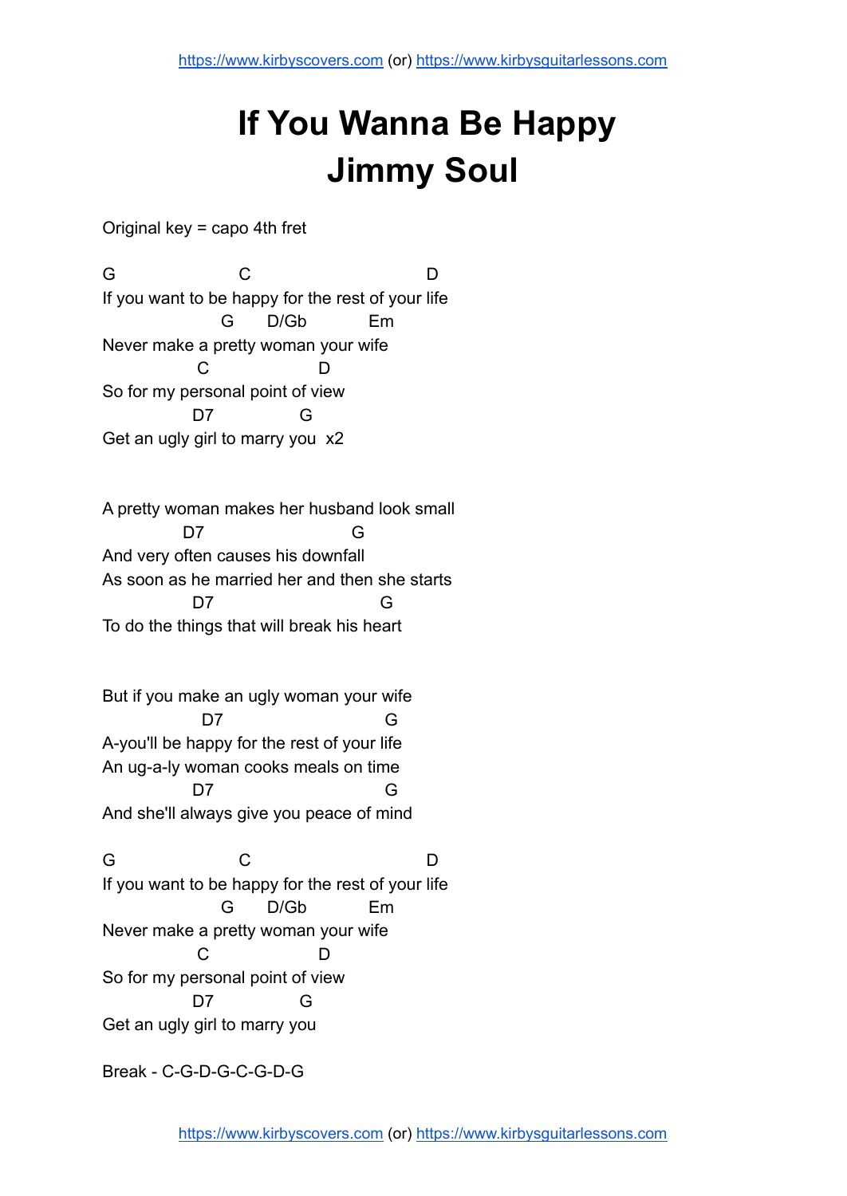# If You Wanna Be Happy
# Jimmy Soul

Original key = capo 4th fret

```
G                 C                          D
If you want to be happy for the rest of your life
                  G      D/Gb          Em
Never make a pretty woman your wife
              C                 D
So for my personal point of view
              D7              G
Get an ugly girl to marry you  x2


A pretty woman makes her husband look small
            D7                       G
And very often causes his downfall
As soon as he married her and then she starts
              D7                          G
To do the things that will break his heart


But if you make an ugly woman your wife
               D7                          G
A-you'll be happy for the rest of your life
An ug-a-ly woman cooks meals on time
              D7                           G
And she'll always give you peace of mind

G                 C                          D
If you want to be happy for the rest of your life
                  G      D/Gb          Em
Never make a pretty woman your wife
              C                 D
So for my personal point of view
              D7              G
Get an ugly girl to marry you
```

Break - C-G-D-G-C-G-D-G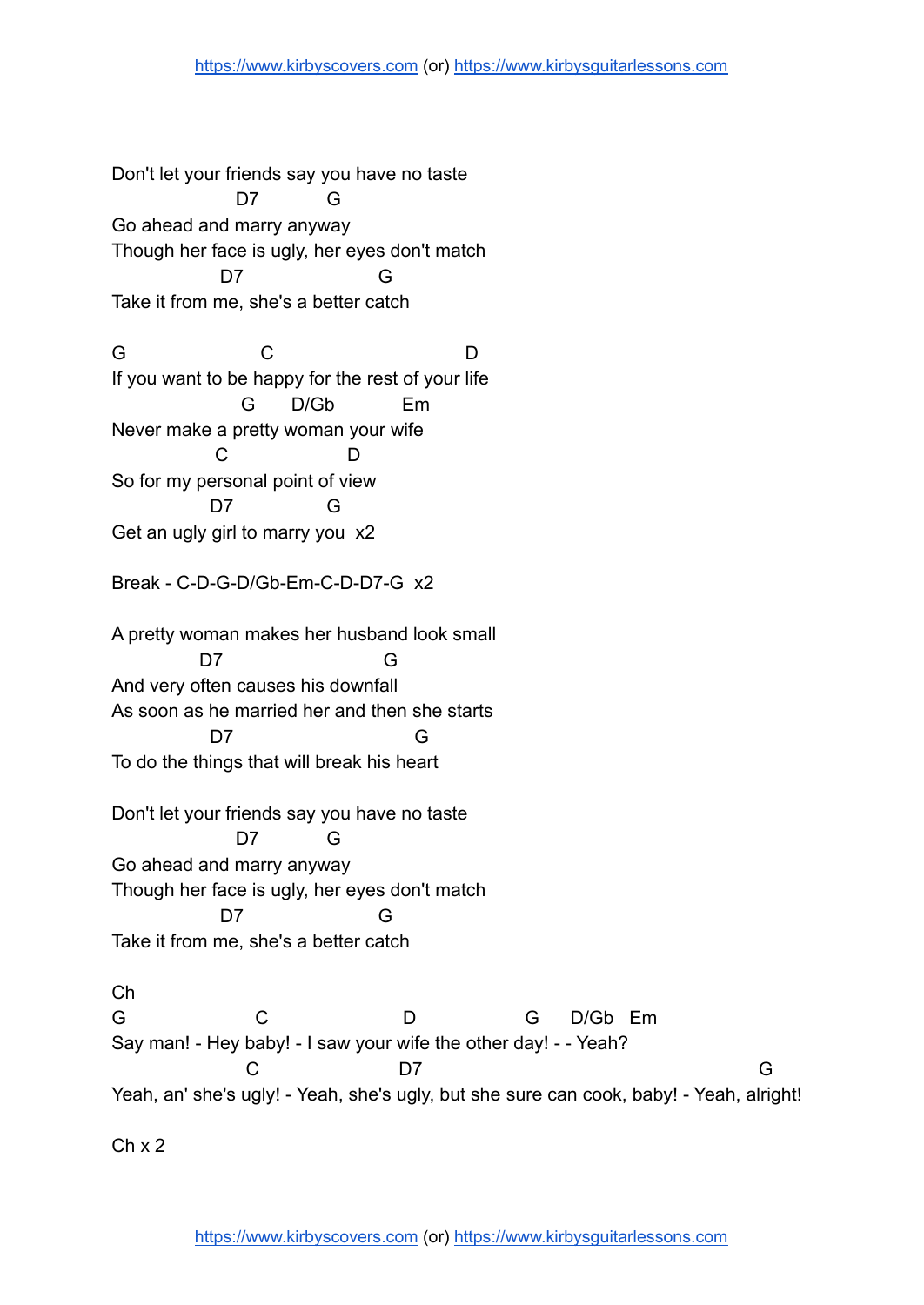```
Don't let your friends say you have no taste
                    D7          G
Go ahead and marry anyway
Though her face is ugly, her eyes don't match
                  D7                      G
Take it from me, she's a better catch

G                       C                                 D
If you want to be happy for the rest of your life
                    G       D/Gb            Em
Never make a pretty woman your wife
                 C                      D
So for my personal point of view
                D7                 G
Get an ugly girl to marry you  x2

Break - C-D-G-D/Gb-Em-C-D-D7-G  x2

A pretty woman makes her husband look small
              D7                             G
And very often causes his downfall
As soon as he married her and then she starts
                D7                                 G
To do the things that will break his heart

Don't let your friends say you have no taste
                    D7          G
Go ahead and marry anyway
Though her face is ugly, her eyes don't match
                  D7                      G
Take it from me, she's a better catch

Ch
G                      C                       D                   G       D/Gb   Em
Say man! - Hey baby! - I saw your wife the other day! - - Yeah?
                       C                      D7                                              G
Yeah, an' she's ugly! - Yeah, she's ugly, but she sure can cook, baby! - Yeah, alright!

Ch x 2
```